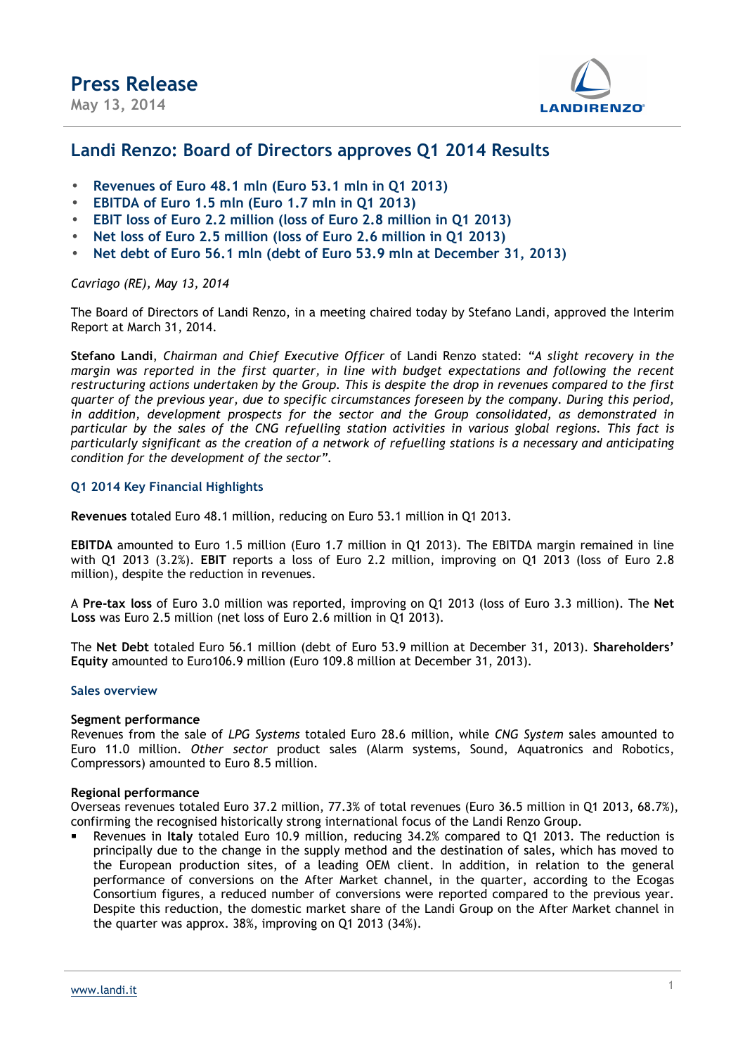# Press Release

May 13, 2014

## Landi Renzo: Board of Directors approves Q1 2014 Results

- **Revenues of Euro 48.1 mln (Euro 53.1 mln in Q1 2013)**
- **EBITDA of Euro 1.5 mln (Euro 1.7 mln in Q1 2013)**
- **EBIT loss of Euro 2.2 million (loss of Euro 2.8 million in Q1 2013)**
- **Net loss of Euro 2.5 million (loss of Euro 2.6 million in Q1 2013)**
- **Net debt of Euro 56.1 mln (debt of Euro 53.9 mln at December 31, 2013)**

*Cavriago (RE), May 13, 2014*

The Board of Directors of Landi Renzo, in a meeting chaired today by Stefano Landi, approved the Interim Report at March 31, 2014.

**Stefano Landi**, *Chairman and Chief Executive Officer* of Landi Renzo stated: *"A slight recovery in the margin was reported in the first quarter, in line with budget expectations and following the recent restructuring actions undertaken by the Group. This is despite the drop in revenues compared to the first quarter of the previous year, due to specific circumstances foreseen by the company. During this period, in addition, development prospects for the sector and the Group consolidated, as demonstrated in particular by the sales of the CNG refuelling station activities in various global regions. This fact is particularly significant as the creation of a network of refuelling stations is a necessary and anticipating condition for the development of the sector".*

### Q1 2014 Key Financial Highlights

**Revenues** totaled Euro 48.1 million, reducing on Euro 53.1 million in Q1 2013.

**EBITDA** amounted to Euro 1.5 million (Euro 1.7 million in Q1 2013). The EBITDA margin remained in line with Q1 2013 (3.2%). **EBIT** reports a loss of Euro 2.2 million, improving on Q1 2013 (loss of Euro 2.8 million), despite the reduction in revenues.

A **Pre-tax loss** of Euro 3.0 million was reported, improving on Q1 2013 (loss of Euro 3.3 million). The **Net Loss** was Euro 2.5 million (net loss of Euro 2.6 million in Q1 2013).

The **Net Debt** totaled Euro 56.1 million (debt of Euro 53.9 million at December 31, 2013). **Shareholders' Equity** amounted to Euro106.9 million (Euro 109.8 million at December 31, 2013).

### Sales overview

**Segment performance**

Revenues from the sale of *LPG Systems* totaled Euro 28.6 million, while *CNG System* sales amounted to Euro 11.0 million. *Other sector* product sales (Alarm systems, Sound, Aquatronics and Robotics, Compressors) amounted to Euro 8.5 million.

**Regional performance**

Overseas revenues totaled Euro 37.2 million, 77.3% of total revenues (Euro 36.5 million in Q1 2013, 68.7%), confirming the recognised historically strong international focus of the Landi Renzo Group.

- Revenues in **Italy** totaled Euro 10.9 million, reducing 34.2% compared to Q1 2013. The reduction is principally due to the change in the supply method and the destination of sales, which has moved to the European production sites, of a leading OEM client. In addition, in relation to the general performance of conversions on the After Market channel, in the quarter, according to the Ecogas Consortium figures, a reduced number of conversions were reported compared to the previous year. Despite this reduction, the domestic market share of the Landi Group on the After Market channel in the quarter was approx. 38%, improving on Q1 2013 (34%).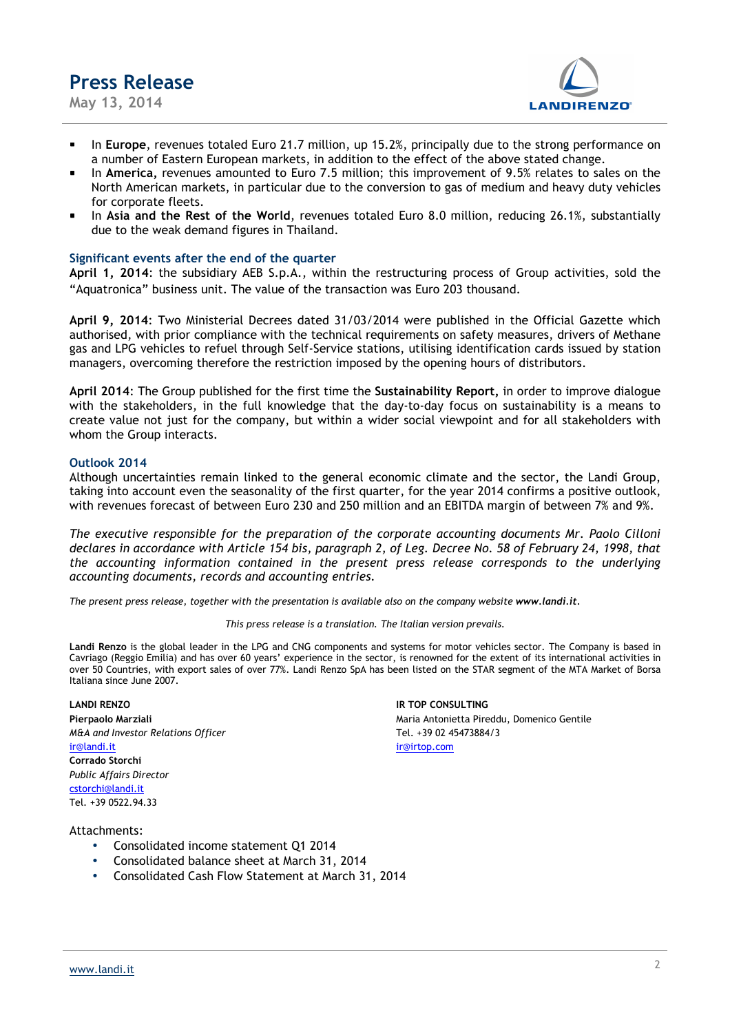- In **Europe**, revenues totaled Euro 21.7 million, up 15.2%, principally due to the strong performance on a number of Eastern European markets, in addition to the effect of the above stated change.
- In **America,** revenues amounted to Euro 7.5 million; this improvement of 9.5% relates to sales on the North American markets, in particular due to the conversion to gas of medium and heavy duty vehicles for corporate fleets.
- In **Asia and the Rest of the World**, revenues totaled Euro 8.0 million, reducing 26.1%, substantially due to the weak demand figures in Thailand.

### Significant events after the end of the quarter

**April 1, 2014**: the subsidiary AEB S.p.A., within the restructuring process of Group activities, sold the "Aquatronica" business unit. The value of the transaction was Euro 203 thousand.

**April 9, 2014**: Two Ministerial Decrees dated 31/03/2014 were published in the Official Gazette which authorised, with prior compliance with the technical requirements on safety measures, drivers of Methane gas and LPG vehicles to refuel through Self-Service stations, utilising identification cards issued by station managers, overcoming therefore the restriction imposed by the opening hours of distributors.

**April 2014**: The Group published for the first time the **Sustainability Report,** in order to improve dialogue with the stakeholders, in the full knowledge that the day-to-day focus on sustainability is a means to create value not just for the company, but within a wider social viewpoint and for all stakeholders with whom the Group interacts.

### Outlook 2014

Although uncertainties remain linked to the general economic climate and the sector, the Landi Group, taking into account even the seasonality of the first quarter, for the year 2014 confirms a positive outlook, with revenues forecast of between Euro 230 and 250 million and an EBITDA margin of between 7% and 9%.

*The executive responsible for the preparation of the corporate accounting documents Mr. Paolo Cilloni declares in accordance with Article 154 bis, paragraph 2, of Leg. Decree No. 58 of February 24, 1998, that the accounting information contained in the present press release corresponds to the underlying accounting documents, records and accounting entries.*

*The present press release, together with the presentation is available also on the company website **www.landi.it**.*

*This press release is a translation. The Italian version prevails.*

**Landi Renzo** is the global leader in the LPG and CNG components and systems for motor vehicles sector. The Company is based in Cavriago (Reggio Emilia) and has over 60 years' experience in the sector, is renowned for the extent of its international activities in over 50 Countries, with export sales of over 77%. Landi Renzo SpA has been listed on the STAR segment of the MTA Market of Borsa Italiana since June 2007.

**LANDI RENZO**
**Pierpaolo Marziali**
*M&A and Investor Relations Officer*
ir@landi.it
**Corrado Storchi**
*Public Affairs Director*
cstorchi@landi.it
Tel. +39 0522.94.33

**IR TOP CONSULTING**
Maria Antonietta Pireddu, Domenico Gentile
Tel. +39 02 45473884/3
ir@irtop.com

Attachments:

- Consolidated income statement Q1 2014
- Consolidated balance sheet at March 31, 2014
- Consolidated Cash Flow Statement at March 31, 2014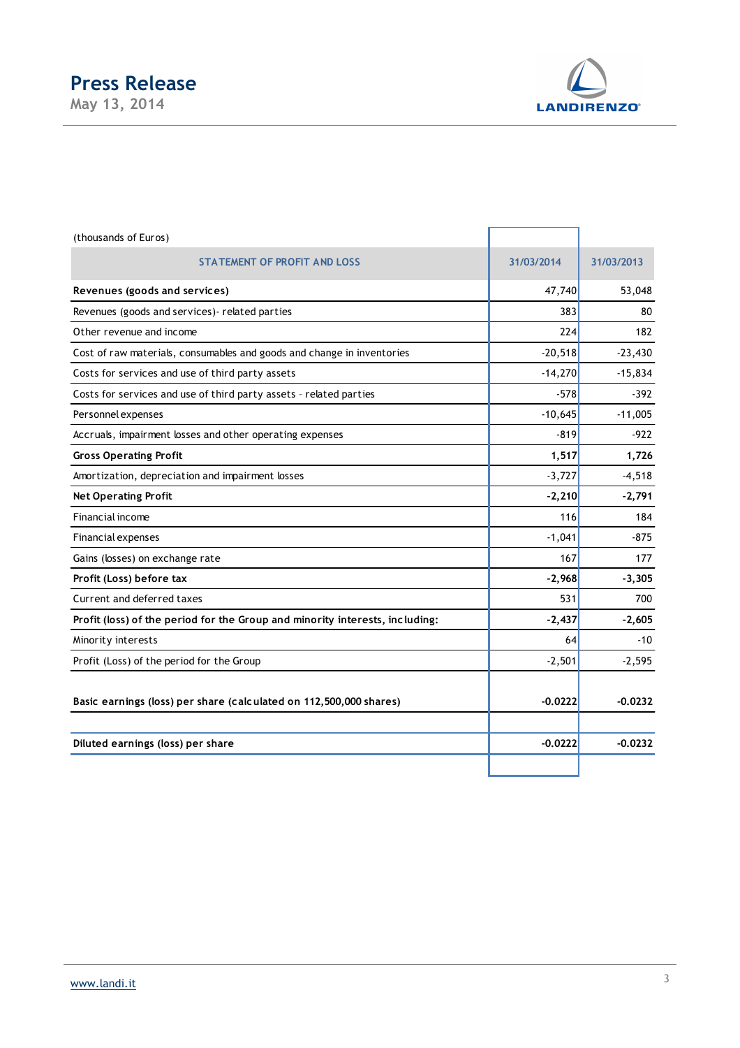(thousands of Euros)

| STATEMENT OF PROFIT AND LOSS | 31/03/2014 | 31/03/2013 |
|---|---|---|
| **Revenues (goods and services)** | 47,740 | 53,048 |
| Revenues (goods and services)- related parties | 383 | 80 |
| Other revenue and income | 224 | 182 |
| Cost of raw materials, consumables and goods and change in inventories | -20,518 | -23,430 |
| Costs for services and use of third party assets | -14,270 | -15,834 |
| Costs for services and use of third party assets - related parties | -578 | -392 |
| Personnel expenses | -10,645 | -11,005 |
| Accruals, impairment losses and other operating expenses | -819 | -922 |
| **Gross Operating Profit** | **1,517** | **1,726** |
| Amortization, depreciation and impairment losses | -3,727 | -4,518 |
| **Net Operating Profit** | **-2,210** | **-2,791** |
| Financial income | 116 | 184 |
| Financial expenses | -1,041 | -875 |
| Gains (losses) on exchange rate | 167 | 177 |
| **Profit (Loss) before tax** | **-2,968** | **-3,305** |
| Current and deferred taxes | 531 | 700 |
| **Profit (loss) of the period for the Group and minority interests, including:** | **-2,437** | **-2,605** |
| Minority interests | 64 | -10 |
| Profit (Loss) of the period for the Group | -2,501 | -2,595 |
| | | |
| **Basic earnings (loss) per share (calculated on 112,500,000 shares)** | **-0.0222** | **-0.0232** |
| | | |
| **Diluted earnings (loss) per share** | **-0.0222** | **-0.0232** |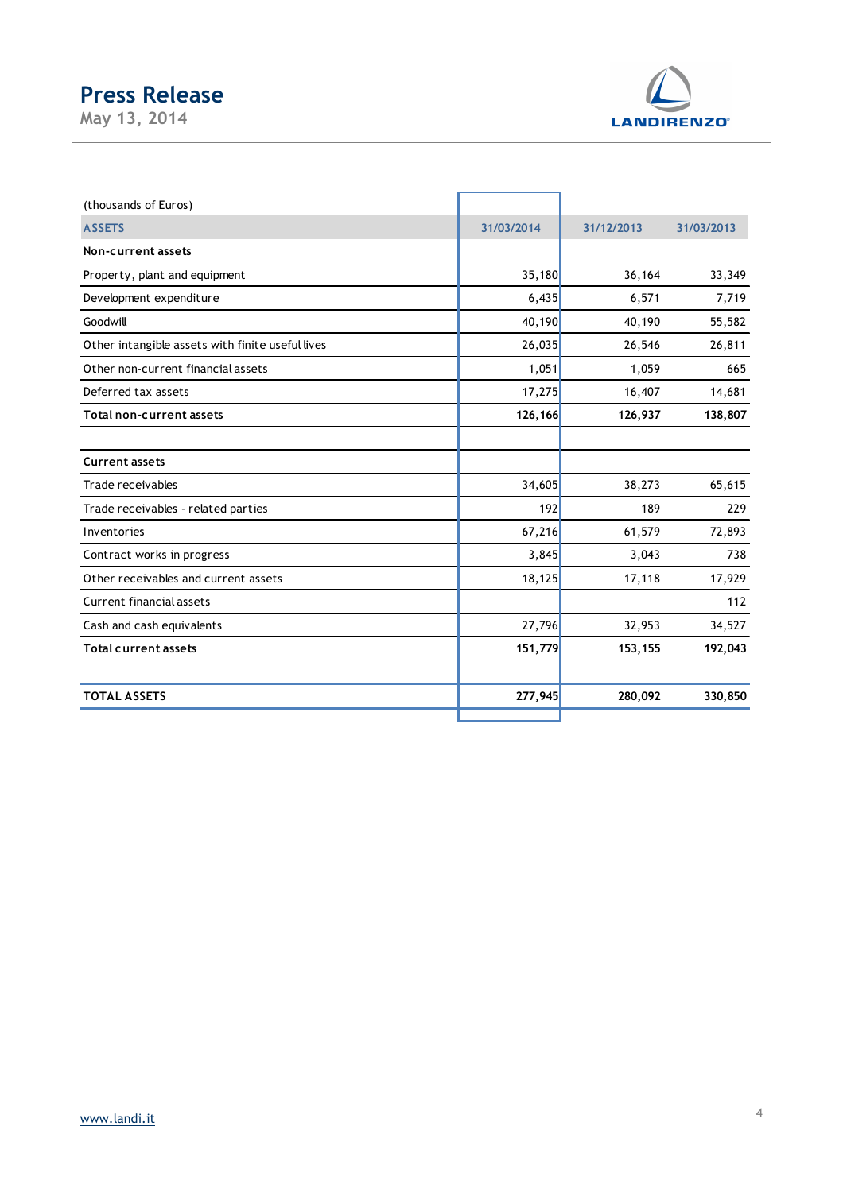(thousands of Euros)

| ASSETS | 31/03/2014 | 31/12/2013 | 31/03/2013 |
|---|---|---|---|
| **Non-current assets** | | | |
| Property, plant and equipment | 35,180 | 36,164 | 33,349 |
| Development expenditure | 6,435 | 6,571 | 7,719 |
| Goodwill | 40,190 | 40,190 | 55,582 |
| Other intangible assets with finite useful lives | 26,035 | 26,546 | 26,811 |
| Other non-current financial assets | 1,051 | 1,059 | 665 |
| Deferred tax assets | 17,275 | 16,407 | 14,681 |
| **Total non-current assets** | **126,166** | **126,937** | **138,807** |
| | | | |
| **Current assets** | | | |
| Trade receivables | 34,605 | 38,273 | 65,615 |
| Trade receivables - related parties | 192 | 189 | 229 |
| Inventories | 67,216 | 61,579 | 72,893 |
| Contract works in progress | 3,845 | 3,043 | 738 |
| Other receivables and current assets | 18,125 | 17,118 | 17,929 |
| Current financial assets | | | 112 |
| Cash and cash equivalents | 27,796 | 32,953 | 34,527 |
| **Total current assets** | **151,779** | **153,155** | **192,043** |
| | | | |
| **TOTAL ASSETS** | **277,945** | **280,092** | **330,850** |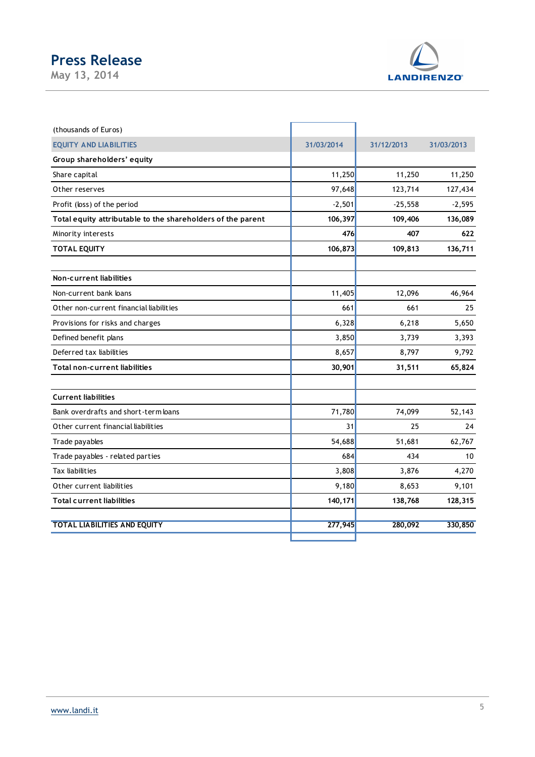(thousands of Euros)

| EQUITY AND LIABILITIES | 31/03/2014 | 31/12/2013 | 31/03/2013 |
|---|---|---|---|
| **Group shareholders' equity** | | | |
| Share capital | 11,250 | 11,250 | 11,250 |
| Other reserves | 97,648 | 123,714 | 127,434 |
| Profit (loss) of the period | -2,501 | -25,558 | -2,595 |
| **Total equity attributable to the shareholders of the parent** | **106,397** | **109,406** | **136,089** |
| Minority interests | **476** | **407** | **622** |
| **TOTAL EQUITY** | **106,873** | **109,813** | **136,711** |
| | | | |
| **Non-current liabilities** | | | |
| Non-current bank loans | 11,405 | 12,096 | 46,964 |
| Other non-current financial liabilities | 661 | 661 | 25 |
| Provisions for risks and charges | 6,328 | 6,218 | 5,650 |
| Defined benefit plans | 3,850 | 3,739 | 3,393 |
| Deferred tax liabilities | 8,657 | 8,797 | 9,792 |
| **Total non-current liabilities** | **30,901** | **31,511** | **65,824** |
| | | | |
| **Current liabilities** | | | |
| Bank overdrafts and short-term loans | 71,780 | 74,099 | 52,143 |
| Other current financial liabilities | 31 | 25 | 24 |
| Trade payables | 54,688 | 51,681 | 62,767 |
| Trade payables - related parties | 684 | 434 | 10 |
| Tax liabilities | 3,808 | 3,876 | 4,270 |
| Other current liabilities | 9,180 | 8,653 | 9,101 |
| **Total current liabilities** | **140,171** | **138,768** | **128,315** |
| | | | |
| **TOTAL LIABILITIES AND EQUITY** | **277,945** | **280,092** | **330,850** |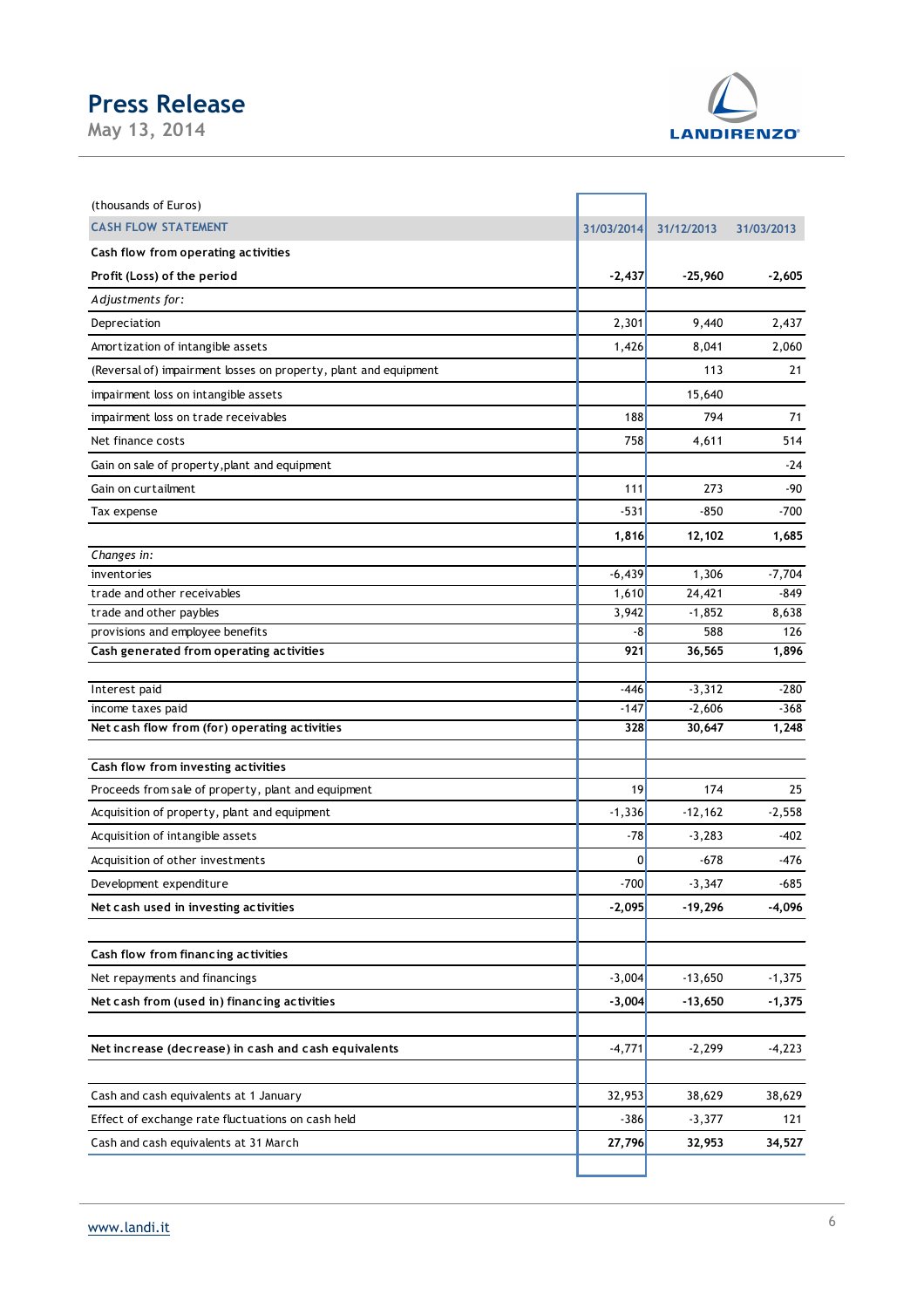(thousands of Euros)

| CASH FLOW STATEMENT | 31/03/2014 | 31/12/2013 | 31/03/2013 |
|---|---|---|---|
| **Cash flow from operating activities** | | | |
| **Profit (Loss) of the period** | **-2,437** | **-25,960** | **-2,605** |
| *Adjustments for:* | | | |
| Depreciation | 2,301 | 9,440 | 2,437 |
| Amortization of intangible assets | 1,426 | 8,041 | 2,060 |
| (Reversal of) impairment losses on property, plant and equipment | | 113 | 21 |
| impairment loss on intangible assets | | 15,640 | |
| impairment loss on trade receivables | 188 | 794 | 71 |
| Net finance costs | 758 | 4,611 | 514 |
| Gain on sale of property,plant and equipment | | | -24 |
| Gain on curtailment | 111 | 273 | -90 |
| Tax expense | -531 | -850 | -700 |
| | **1,816** | **12,102** | **1,685** |
| *Changes in:* | | | |
| inventories | -6,439 | 1,306 | -7,704 |
| trade and other receivables | 1,610 | 24,421 | -849 |
| trade and other paybles | 3,942 | -1,852 | 8,638 |
| provisions and employee benefits | -8 | 588 | 126 |
| **Cash generated from operating activities** | **921** | **36,565** | **1,896** |
| | | | |
| Interest paid | -446 | -3,312 | -280 |
| income taxes paid | -147 | -2,606 | -368 |
| **Net cash flow from (for) operating activities** | **328** | **30,647** | **1,248** |
| | | | |
| **Cash flow from investing activities** | | | |
| Proceeds from sale of property, plant and equipment | 19 | 174 | 25 |
| Acquisition of property, plant and equipment | -1,336 | -12,162 | -2,558 |
| Acquisition of intangible assets | -78 | -3,283 | -402 |
| Acquisition of other investments | 0 | -678 | -476 |
| Development expenditure | -700 | -3,347 | -685 |
| **Net cash used in investing activities** | **-2,095** | **-19,296** | **-4,096** |
| | | | |
| **Cash flow from financing activities** | | | |
| Net repayments and financings | -3,004 | -13,650 | -1,375 |
| **Net cash from (used in) financing activities** | **-3,004** | **-13,650** | **-1,375** |
| | | | |
| **Net increase (decrease) in cash and cash equivalents** | -4,771 | -2,299 | -4,223 |
| | | | |
| Cash and cash equivalents at 1 January | 32,953 | 38,629 | 38,629 |
| Effect of exchange rate fluctuations on cash held | -386 | -3,377 | 121 |
| Cash and cash equivalents at 31 March | **27,796** | **32,953** | **34,527** |